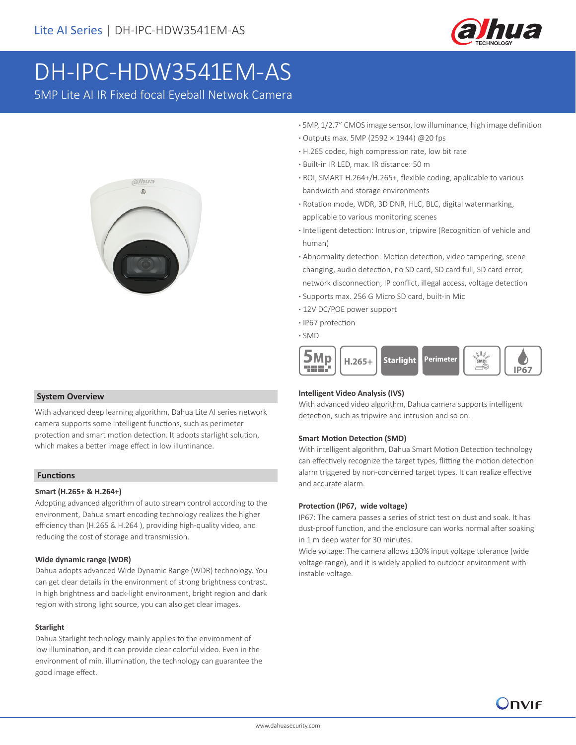# DH-IPC-HDW3541EM-AS

5MP Lite AI IR Fixed focal Eyeball Netwok Camera

- 5MP, 1/2.7" CMOS image sensor, low illuminance, high image definition
- Outputs max. 5MP (2592 × 1944) @20 fps
- H.265 codec, high compression rate, low bit rate
- Built-in IR LED, max. IR distance: 50 m
- ROI, SMART H.264+/H.265+, flexible coding, applicable to various bandwidth and storage environments
- Rotation mode, WDR, 3D DNR, HLC, BLC, digital watermarking, applicable to various monitoring scenes
- Intelligent detection: Intrusion, tripwire (Recognition of vehicle and human)
- Abnormality detection: Motion detection, video tampering, scene changing, audio detection, no SD card, SD card full, SD card error, network disconnection, IP conflict, illegal access, voltage detection
- Supports max. 256 G Micro SD card, built-in Mic
- 12V DC/POE power support
- IP67 protection
- SMD

5Mp | H.265+ | Starlight | Perimeter | SMD | IP67

## System Overview

With advanced deep learning algorithm, Dahua Lite AI series network camera supports some intelligent functions, such as perimeter protection and smart motion detection. It adopts starlight solution, which makes a better image effect in low illuminance.

## Functions

### Smart (H.265+ & H.264+)

Adopting advanced algorithm of auto stream control according to the environment, Dahua smart encoding technology realizes the higher efficiency than (H.265 & H.264 ), providing high-quality video, and reducing the cost of storage and transmission.

### Wide dynamic range (WDR)

Dahua adopts advanced Wide Dynamic Range (WDR) technology. You can get clear details in the environment of strong brightness contrast. In high brightness and back-light environment, bright region and dark region with strong light source, you can also get clear images.

### Starlight

Dahua Starlight technology mainly applies to the environment of low illumination, and it can provide clear colorful video. Even in the environment of min. illumination, the technology can guarantee the good image effect.

### Intelligent Video Analysis (IVS)

With advanced video algorithm, Dahua camera supports intelligent detection, such as tripwire and intrusion and so on.

### Smart Motion Detection (SMD)

With intelligent algorithm, Dahua Smart Motion Detection technology can effectively recognize the target types, flitting the motion detection alarm triggered by non-concerned target types. It can realize effective and accurate alarm.

### Protection (IP67, wide voltage)

IP67: The camera passes a series of strict test on dust and soak. It has dust-proof function, and the enclosure can works normal after soaking in 1 m deep water for 30 minutes.

Wide voltage: The camera allows ±30% input voltage tolerance (wide voltage range), and it is widely applied to outdoor environment with instable voltage.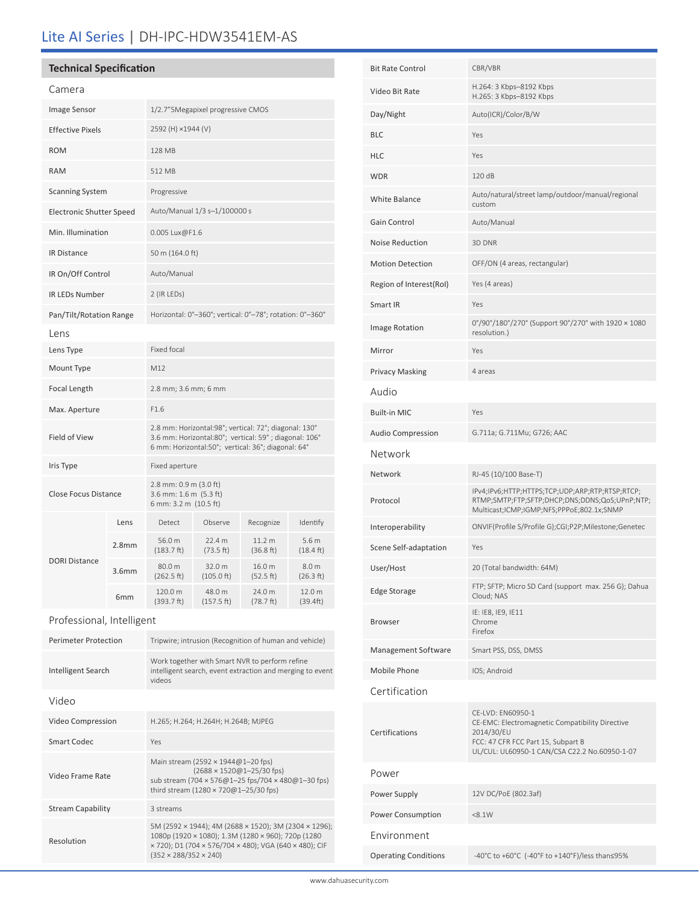# Lite AI Series | DH-IPC-HDW3541EM-AS

## Technical Specification

### Camera

| | |
|---|---|
| Image Sensor | 1/2.7"5Megapixel progressive CMOS |
| Effective Pixels | 2592 (H) ×1944 (V) |
| ROM | 128 MB |
| RAM | 512 MB |
| Scanning System | Progressive |
| Electronic Shutter Speed | Auto/Manual 1/3 s–1/100000 s |
| Min. Illumination | 0.005 Lux@F1.6 |
| IR Distance | 50 m (164.0 ft) |
| IR On/Off Control | Auto/Manual |
| IR LEDs Number | 2 (IR LEDs) |
| Pan/Tilt/Rotation Range | Horizontal: 0°–360°; vertical: 0°–78°; rotation: 0°–360° |

### Lens

| | |
|---|---|
| Lens Type | Fixed focal |
| Mount Type | M12 |
| Focal Length | 2.8 mm; 3.6 mm; 6 mm |
| Max. Aperture | F1.6 |
| Field of View | 2.8 mm: Horizontal:98°; vertical: 72°; diagonal: 130°<br>3.6 mm: Horizontal:80°; vertical: 59° ; diagonal: 106°<br>6 mm: Horizontal:50°; vertical: 36°; diagonal: 64° |
| Iris Type | Fixed aperture |
| Close Focus Distance | 2.8 mm: 0.9 m (3.0 ft)<br>3.6 mm: 1.6 m (5.3 ft)<br>6 mm: 3.2 m (10.5 ft) |

| DORI Distance | Lens | Detect | Observe | Recognize | Identify |
|---|---|---|---|---|---|
| | 2.8mm | 56.0 m (183.7 ft) | 22.4 m (73.5 ft) | 11.2 m (36.8 ft) | 5.6 m (18.4 ft) |
| | 3.6mm | 80.0 m (262.5 ft) | 32.0 m (105.0 ft) | 16.0 m (52.5 ft) | 8.0 m (26.3 ft) |
| | 6mm | 120.0 m (393.7 ft) | 48.0 m (157.5 ft) | 24.0 m (78.7 ft) | 12.0 m (39.4ft) |

### Professional, Intelligent

| | |
|---|---|
| Perimeter Protection | Tripwire; intrusion (Recognition of human and vehicle) |
| Intelligent Search | Work together with Smart NVR to perform refine intelligent search, event extraction and merging to event videos |

### Video

| | |
|---|---|
| Video Compression | H.265; H.264; H.264H; H.264B; MJPEG |
| Smart Codec | Yes |
| Video Frame Rate | Main stream (2592 × 1944@1–20 fps)<br>(2688 × 1520@1–25/30 fps)<br>sub stream (704 × 576@1–25 fps/704 × 480@1–30 fps)<br>third stream (1280 × 720@1–25/30 fps) |
| Stream Capability | 3 streams |
| Resolution | 5M (2592 × 1944); 4M (2688 × 1520); 3M (2304 × 1296); 1080p (1920 × 1080); 1.3M (1280 × 960); 720p (1280 × 720); D1 (704 × 576/704 × 480); VGA (640 × 480); CIF (352 × 288/352 × 240) |
| Bit Rate Control | CBR/VBR |
| Video Bit Rate | H.264: 3 Kbps–8192 Kbps<br>H.265: 3 Kbps–8192 Kbps |
| Day/Night | Auto(ICR)/Color/B/W |
| BLC | Yes |
| HLC | Yes |
| WDR | 120 dB |
| White Balance | Auto/natural/street lamp/outdoor/manual/regional custom |
| Gain Control | Auto/Manual |
| Noise Reduction | 3D DNR |
| Motion Detection | OFF/ON (4 areas, rectangular) |
| Region of Interest(RoI) | Yes (4 areas) |
| Smart IR | Yes |
| Image Rotation | 0°/90°/180°/270° (Support 90°/270° with 1920 × 1080 resolution.) |
| Mirror | Yes |
| Privacy Masking | 4 areas |

### Audio

| | |
|---|---|
| Built-in MIC | Yes |
| Audio Compression | G.711a; G.711Mu; G726; AAC |

### Network

| | |
|---|---|
| Network | RJ-45 (10/100 Base-T) |
| Protocol | IPv4;IPv6;HTTP;HTTPS;TCP;UDP;ARP;RTP;RTSP;RTCP; RTMP;SMTP;FTP;SFTP;DHCP;DNS;DDNS;QoS;UPnP;NTP; Multicast;ICMP;IGMP;NFS;PPPoE;802.1x;SNMP |
| Interoperability | ONVIF(Profile S/Profile G);CGI;P2P;Milestone;Genetec |
| Scene Self-adaptation | Yes |
| User/Host | 20 (Total bandwidth: 64M) |
| Edge Storage | FTP; SFTP; Micro SD Card (support max. 256 G); Dahua Cloud; NAS |
| Browser | IE: IE8, IE9, IE11<br>Chrome<br>Firefox |
| Management Software | Smart PSS, DSS, DMSS |
| Mobile Phone | IOS; Android |

### Certification

| | |
|---|---|
| Certifications | CE-LVD: EN60950-1<br>CE-EMC: Electromagnetic Compatibility Directive 2014/30/EU<br>FCC: 47 CFR FCC Part 15, Subpart B<br>UL/CUL: UL60950-1 CAN/CSA C22.2 No.60950-1-07 |

### Power

| | |
|---|---|
| Power Supply | 12V DC/PoE (802.3af) |
| Power Consumption | <8.1W |

### Environment

| | |
|---|---|
| Operating Conditions | -40°C to +60°C (-40°F to +140°F)/less than≤95% |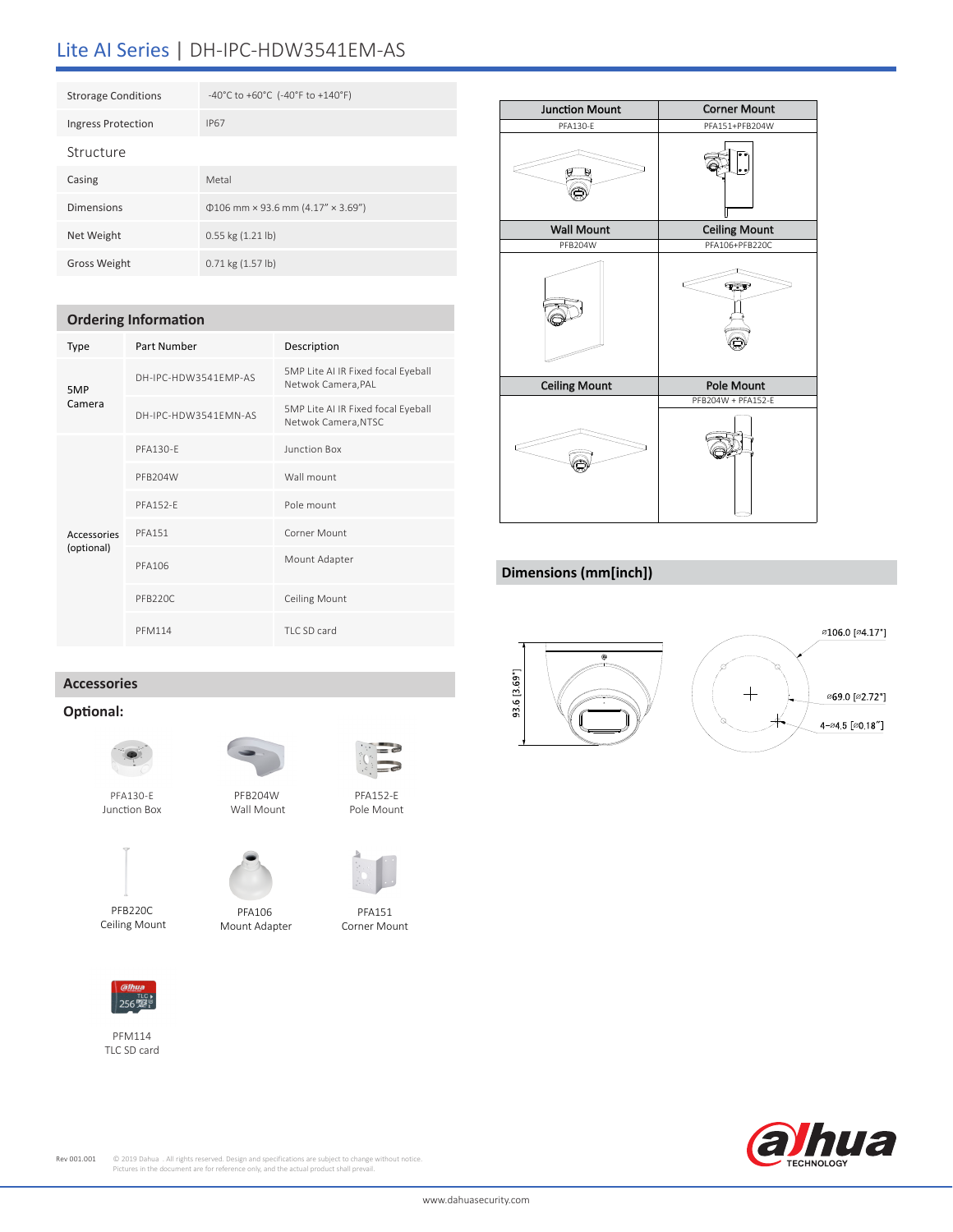# Lite AI Series | DH-IPC-HDW3541EM-AS

| | |
|---|---|
| Strorage Conditions | -40°C to +60°C (-40°F to +140°F) |
| Ingress Protection | IP67 |
| **Structure** | |
| Casing | Metal |
| Dimensions | Φ106 mm × 93.6 mm (4.17" × 3.69") |
| Net Weight | 0.55 kg (1.21 lb) |
| Gross Weight | 0.71 kg (1.57 lb) |

## Ordering Information

| Type | Part Number | Description |
|---|---|---|
| 5MP Camera | DH-IPC-HDW3541EMP-AS | 5MP Lite AI IR Fixed focal Eyeball Netwok Camera,PAL |
| | DH-IPC-HDW3541EMN-AS | 5MP Lite AI IR Fixed focal Eyeball Netwok Camera,NTSC |
| Accessories (optional) | PFA130-E | Junction Box |
| | PFB204W | Wall mount |
| | PFA152-E | Pole mount |
| | PFA151 | Corner Mount |
| | PFA106 | Mount Adapter |
| | PFB220C | Ceiling Mount |
| | PFM114 | TLC SD card |

## Accessories

### Optional:

PFA130-E
Junction Box

PFB204W
Wall Mount

PFA152-E
Pole Mount

PFB220C
Ceiling Mount

PFA106
Mount Adapter

PFA151
Corner Mount

PFM114
TLC SD card

| Junction Mount | Corner Mount |
|---|---|
| PFA130-E | PFA151+PFB204W |
| **Wall Mount** | **Ceiling Mount** |
| PFB204W | PFA106+PFB220C |
| **Ceiling Mount** | **Pole Mount** |
| | PFB204W + PFA152-E |

## Dimensions (mm[inch])

93.6 [3.69"]

⌀106.0 [⌀4.17"]

⌀69.0 [⌀2.72"]

4-⌀4.5 [⌀0.18"]

Rev 001.001

© 2019 Dahua . All rights reserved. Design and specifications are subject to change without notice.
Pictures in the document are for reference only, and the actual product shall prevail.

www.dahuasecurity.com